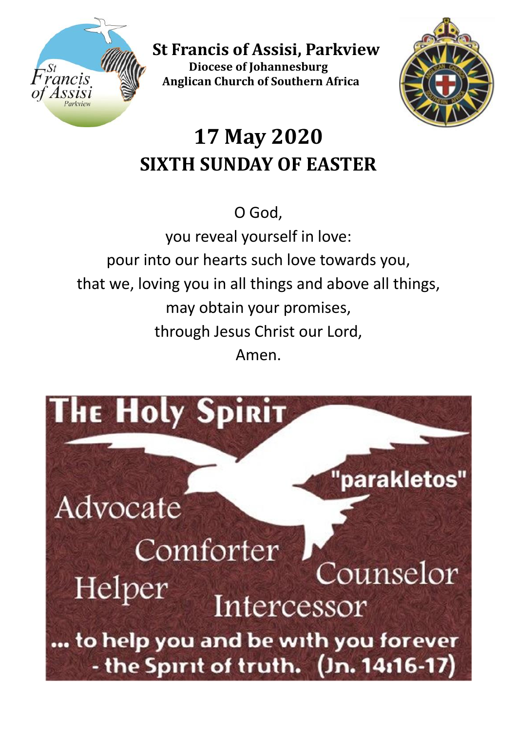**St Francis of Assisi, Parkview**
**Diocese of Johannesburg**
**Anglican Church of Southern Africa**

# 17 May 2020
## SIXTH SUNDAY OF EASTER

O God,
you reveal yourself in love:
pour into our hearts such love towards you,
that we, loving you in all things and above all things,
may obtain your promises,
through Jesus Christ our Lord,
Amen.

**The Holy Spirit**

"parakletos"

Advocate

Comforter

Counselor

Helper

Intercessor

... to help you and be with you forever - the Spirit of truth. (Jn. 14:16-17)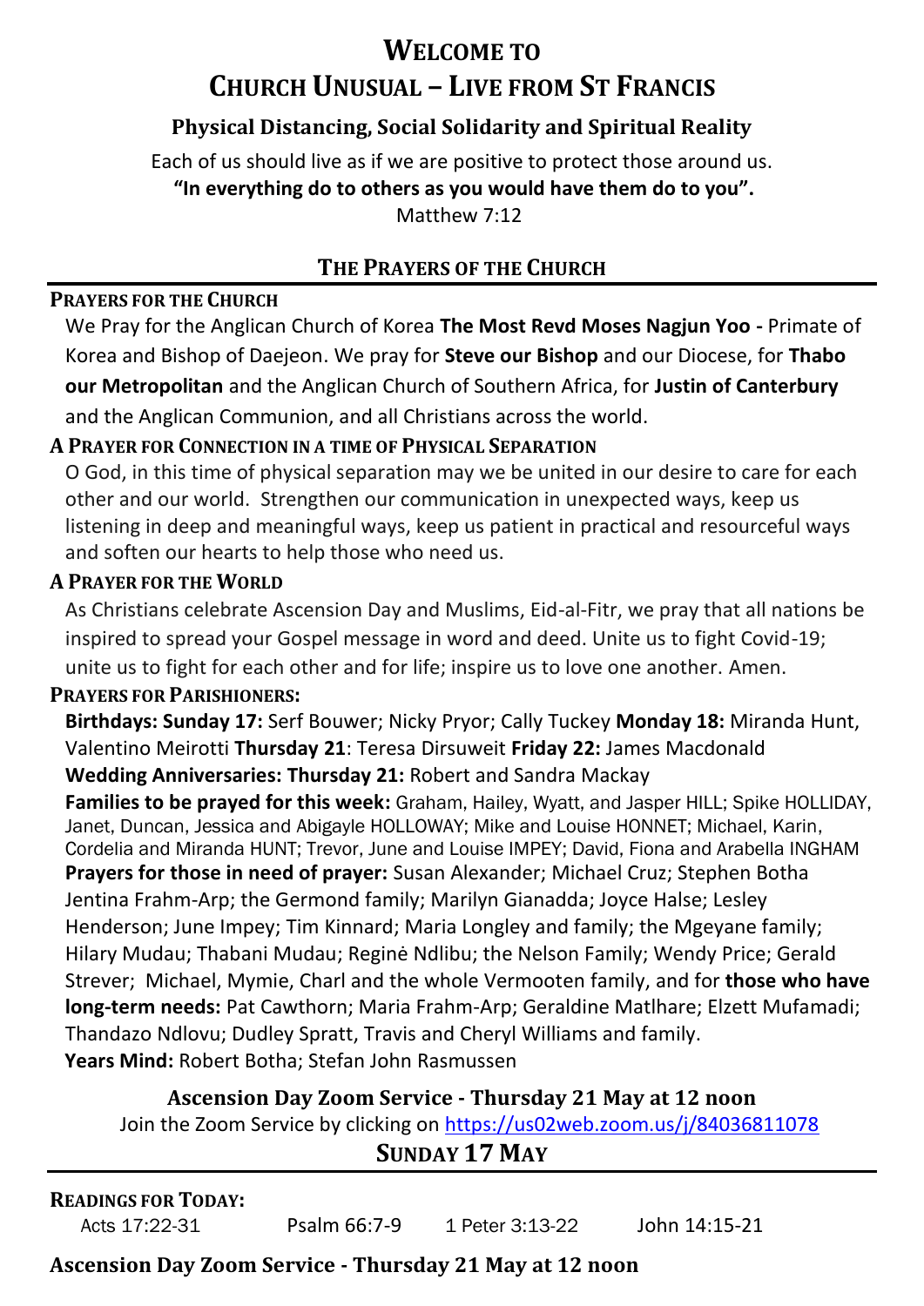# Welcome to
# Church Unusual – Live from St Francis

### Physical Distancing, Social Solidarity and Spiritual Reality

Each of us should live as if we are positive to protect those around us.

**"In everything do to others as you would have them do to you".**

Matthew 7:12

## The Prayers of the Church

### Prayers for the Church

We Pray for the Anglican Church of Korea **The Most Revd Moses Nagjun Yoo -** Primate of Korea and Bishop of Daejeon. We pray for **Steve our Bishop** and our Diocese, for **Thabo our Metropolitan** and the Anglican Church of Southern Africa, for **Justin of Canterbury** and the Anglican Communion, and all Christians across the world.

### A Prayer for Connection in a time of Physical Separation

O God, in this time of physical separation may we be united in our desire to care for each other and our world. Strengthen our communication in unexpected ways, keep us listening in deep and meaningful ways, keep us patient in practical and resourceful ways and soften our hearts to help those who need us.

### A Prayer for the World

As Christians celebrate Ascension Day and Muslims, Eid-al-Fitr, we pray that all nations be inspired to spread your Gospel message in word and deed. Unite us to fight Covid-19; unite us to fight for each other and for life; inspire us to love one another. Amen.

### Prayers for Parishioners:

**Birthdays: Sunday 17:** Serf Bouwer; Nicky Pryor; Cally Tuckey **Monday 18:** Miranda Hunt, Valentino Meirotti **Thursday 21**: Teresa Dirsuweit **Friday 22:** James Macdonald

**Wedding Anniversaries: Thursday 21:** Robert and Sandra Mackay

**Families to be prayed for this week:** Graham, Hailey, Wyatt, and Jasper HILL; Spike HOLLIDAY, Janet, Duncan, Jessica and Abigayle HOLLOWAY; Mike and Louise HONNET; Michael, Karin, Cordelia and Miranda HUNT; Trevor, June and Louise IMPEY; David, Fiona and Arabella INGHAM

**Prayers for those in need of prayer:** Susan Alexander; Michael Cruz; Stephen Botha Jentina Frahm-Arp; the Germond family; Marilyn Gianadda; Joyce Halse; Lesley Henderson; June Impey; Tim Kinnard; Maria Longley and family; the Mgeyane family; Hilary Mudau; Thabani Mudau; Reginė Ndlibu; the Nelson Family; Wendy Price; Gerald Strever; Michael, Mymie, Charl and the whole Vermooten family, and for **those who have long-term needs:** Pat Cawthorn; Maria Frahm-Arp; Geraldine Matlhare; Elzett Mufamadi; Thandazo Ndlovu; Dudley Spratt, Travis and Cheryl Williams and family.

**Years Mind:** Robert Botha; Stefan John Rasmussen

**Ascension Day Zoom Service - Thursday 21 May at 12 noon**

Join the Zoom Service by clicking on https://us02web.zoom.us/j/84036811078

## Sunday 17 May

### Readings for Today:

Acts 17:22-31 &nbsp;&nbsp; Psalm 66:7-9 &nbsp;&nbsp; 1 Peter 3:13-22 &nbsp;&nbsp; John 14:15-21

**Ascension Day Zoom Service - Thursday 21 May at 12 noon**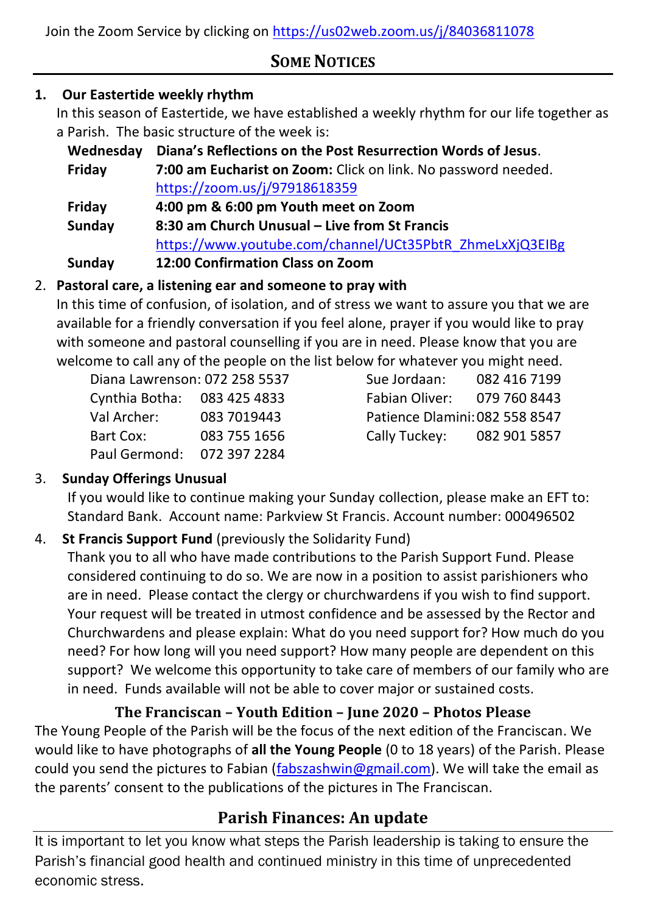Join the Zoom Service by clicking on https://us02web.zoom.us/j/84036811078

## Some Notices

1. **Our Eastertide weekly rhythm**

   In this season of Eastertide, we have established a weekly rhythm for our life together as a Parish. The basic structure of the week is:

   | | |
   |---|---|
   | **Wednesday** | **Diana's Reflections on the Post Resurrection Words of Jesus**. |
   | **Friday** | **7:00 am Eucharist on Zoom:** Click on link. No password needed. https://zoom.us/j/97918618359 |
   | **Friday** | **4:00 pm & 6:00 pm Youth meet on Zoom** |
   | **Sunday** | **8:30 am Church Unusual – Live from St Francis** https://www.youtube.com/channel/UCt35PbtR_ZhmeLxXjQ3EIBg |
   | **Sunday** | **12:00 Confirmation Class on Zoom** |

2. **Pastoral care, a listening ear and someone to pray with**

   In this time of confusion, of isolation, and of stress we want to assure you that we are available for a friendly conversation if you feel alone, prayer if you would like to pray with someone and pastoral counselling if you are in need. Please know that you are welcome to call any of the people on the list below for whatever you might need.

   | | | | |
   |---|---|---|---|
   | Diana Lawrenson: | 072 258 5537 | Sue Jordaan: | 082 416 7199 |
   | Cynthia Botha: | 083 425 4833 | Fabian Oliver: | 079 760 8443 |
   | Val Archer: | 083 7019443 | Patience Dlamini: | 082 558 8547 |
   | Bart Cox: | 083 755 1656 | Cally Tuckey: | 082 901 5857 |
   | Paul Germond: | 072 397 2284 | | |

3. **Sunday Offerings Unusual**

   If you would like to continue making your Sunday collection, please make an EFT to: Standard Bank. Account name: Parkview St Francis. Account number: 000496502

4. **St Francis Support Fund** (previously the Solidarity Fund)

   Thank you to all who have made contributions to the Parish Support Fund. Please considered continuing to do so. We are now in a position to assist parishioners who are in need. Please contact the clergy or churchwardens if you wish to find support. Your request will be treated in utmost confidence and be assessed by the Rector and Churchwardens and please explain: What do you need support for? How much do you need? For how long will you need support? How many people are dependent on this support? We welcome this opportunity to take care of members of our family who are in need. Funds available will not be able to cover major or sustained costs.

### The Franciscan – Youth Edition – June 2020 – Photos Please

The Young People of the Parish will be the focus of the next edition of the Franciscan. We would like to have photographs of **all the Young People** (0 to 18 years) of the Parish. Please could you send the pictures to Fabian (fabszashwin@gmail.com). We will take the email as the parents' consent to the publications of the pictures in The Franciscan.

## Parish Finances: An update

It is important to let you know what steps the Parish leadership is taking to ensure the Parish's financial good health and continued ministry in this time of unprecedented economic stress.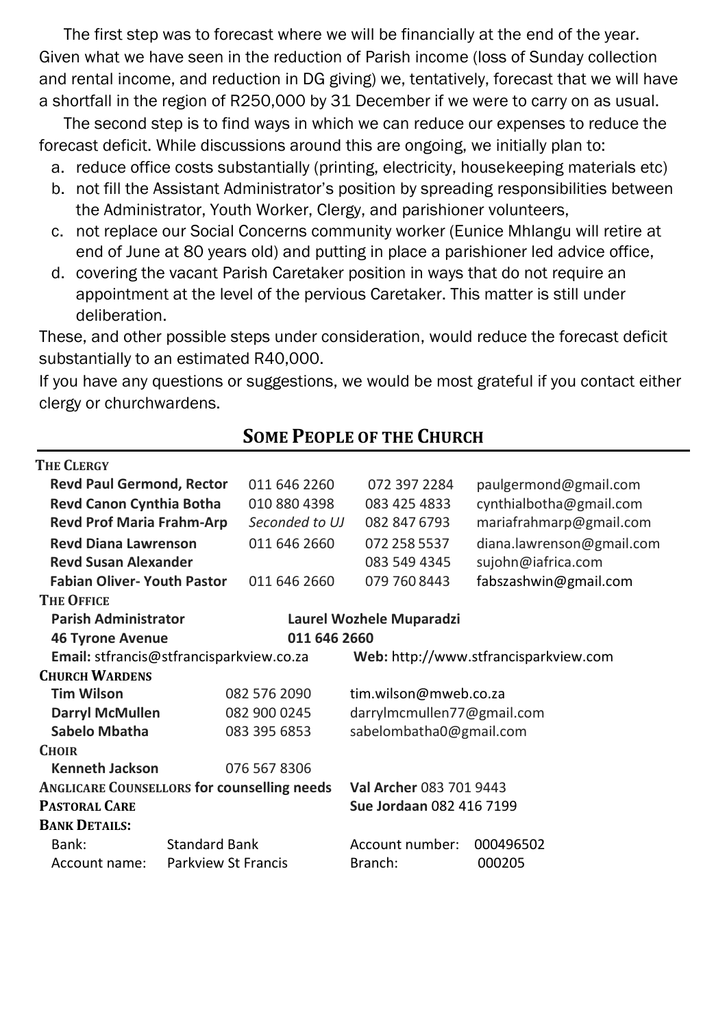The first step was to forecast where we will be financially at the end of the year. Given what we have seen in the reduction of Parish income (loss of Sunday collection and rental income, and reduction in DG giving) we, tentatively, forecast that we will have a shortfall in the region of R250,000 by 31 December if we were to carry on as usual.

The second step is to find ways in which we can reduce our expenses to reduce the forecast deficit. While discussions around this are ongoing, we initially plan to:

a. reduce office costs substantially (printing, electricity, housekeeping materials etc)
b. not fill the Assistant Administrator's position by spreading responsibilities between the Administrator, Youth Worker, Clergy, and parishioner volunteers,
c. not replace our Social Concerns community worker (Eunice Mhlangu will retire at end of June at 80 years old) and putting in place a parishioner led advice office,
d. covering the vacant Parish Caretaker position in ways that do not require an appointment at the level of the pervious Caretaker. This matter is still under deliberation.

These, and other possible steps under consideration, would reduce the forecast deficit substantially to an estimated R40,000.

If you have any questions or suggestions, we would be most grateful if you contact either clergy or churchwardens.

## Some People of the Church

| | | | |
|---|---|---|---|
| **The Clergy** | | | |
| **Revd Paul Germond, Rector** | 011 646 2260 | 072 397 2284 | paulgermond@gmail.com |
| **Revd Canon Cynthia Botha** | 010 880 4398 | 083 425 4833 | cynthialbotha@gmail.com |
| **Revd Prof Maria Frahm-Arp** | *Seconded to UJ* | 082 847 6793 | mariafrahmarp@gmail.com |
| **Revd Diana Lawrenson** | 011 646 2660 | 072 258 5537 | diana.lawrenson@gmail.com |
| **Revd Susan Alexander** | | 083 549 4345 | sujohn@iafrica.com |
| **Fabian Oliver- Youth Pastor** | 011 646 2660 | 079 760 8443 | fabszashwin@gmail.com |
| **The Office** | | | |
| **Parish Administrator** | | **Laurel Wozhele Muparadzi** | |
| **46 Tyrone Avenue** | | **011 646 2660** | |
| **Email:** stfrancis@stfrancisparkview.co.za | | **Web:** http://www.stfrancisparkview.com | |
| **Church Wardens** | | | |
| **Tim Wilson** | 082 576 2090 | tim.wilson@mweb.co.za | |
| **Darryl McMullen** | 082 900 0245 | darrylmcmullen77@gmail.com | |
| **Sabelo Mbatha** | 083 395 6853 | sabelombatha0@gmail.com | |
| **Choir** | | | |
| **Kenneth Jackson** | 076 567 8306 | | |
| **Anglicare Counsellors for counselling needs** | | **Val Archer** 083 701 9443 | |
| **Pastoral Care** | | **Sue Jordaan** 082 416 7199 | |
| **Bank Details:** | | | |
| Bank: | Standard Bank | Account number: | 000496502 |
| Account name: | Parkview St Francis | Branch: | 000205 |